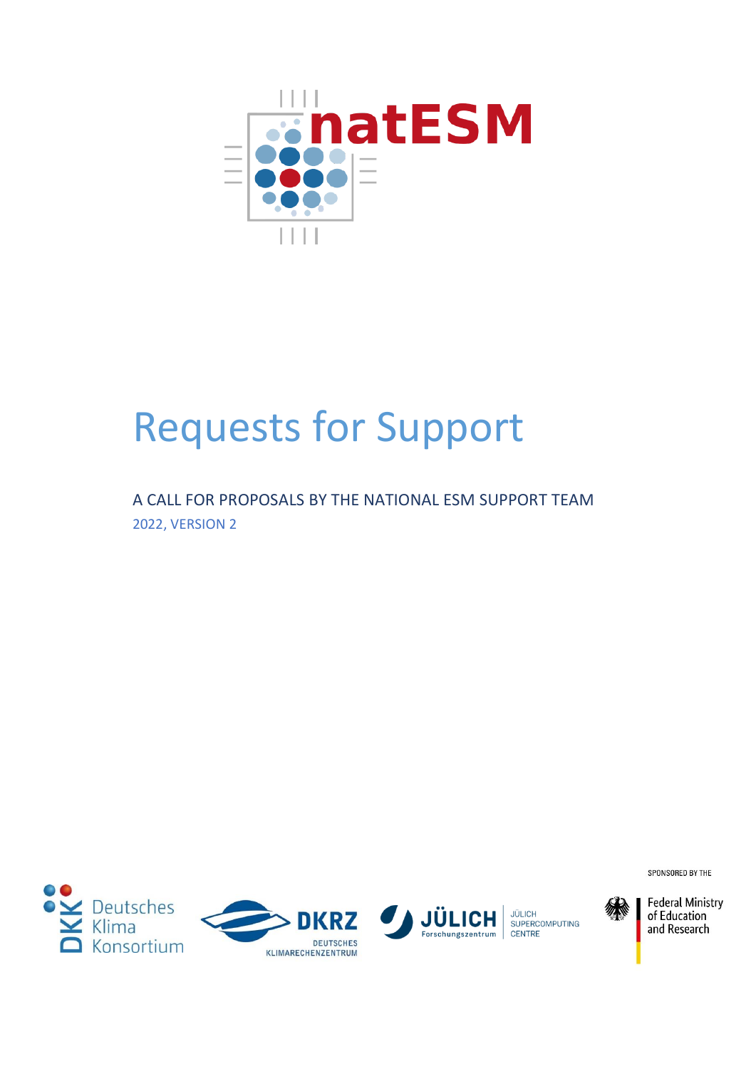natESM

# Requests for Support

A CALL FOR PROPOSALS BY THE NATIONAL ESM SUPPORT TEAM

2022, VERSION 2

Deutsches Klima Konsortium

DKRZ DEUTSCHES KLIMARECHENZENTRUM

JÜLICH Forschungszentrum JÜLICH SUPERCOMPUTING CENTRE

SPONSORED BY THE

Federal Ministry of Education and Research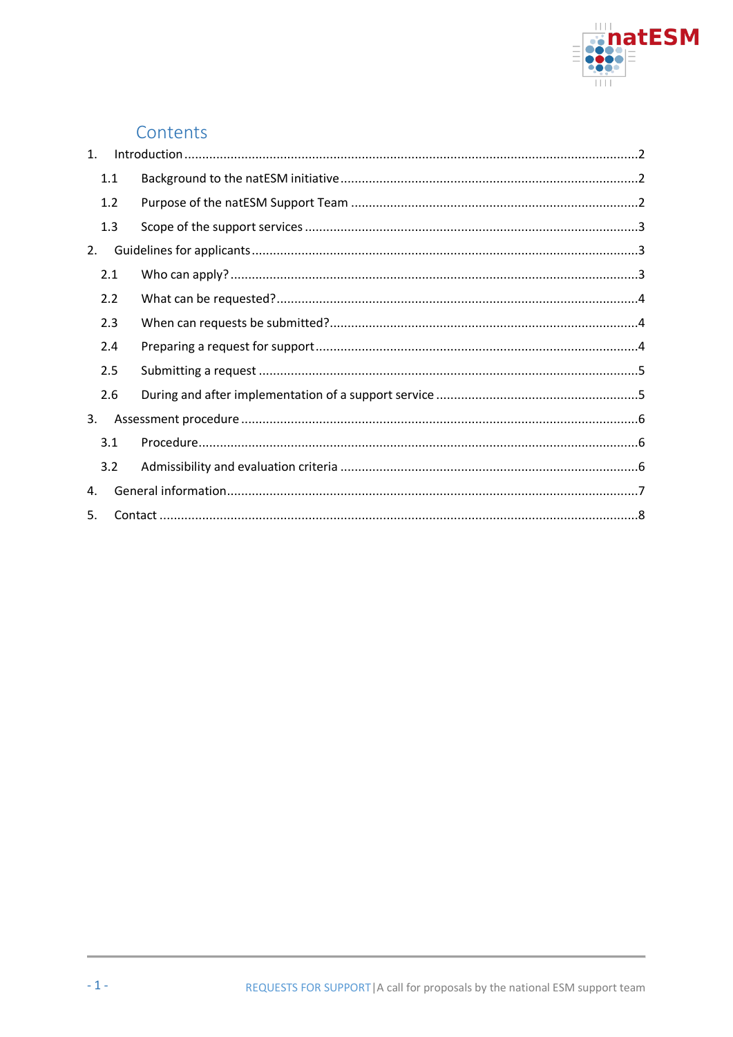# Contents

1. Introduction ........................................................................................................................2
   - 1.1 Background to the natESM initiative ..........................................................................2
   - 1.2 Purpose of the natESM Support Team ......................................................................2
   - 1.3 Scope of the support services ....................................................................................3
2. Guidelines for applicants ....................................................................................................3
   - 2.1 Who can apply? ..........................................................................................................3
   - 2.2 What can be requested? .............................................................................................4
   - 2.3 When can requests be submitted? .............................................................................4
   - 2.4 Preparing a request for support .................................................................................4
   - 2.5 Submitting a request ..................................................................................................5
   - 2.6 During and after implementation of a support service ..............................................5
3. Assessment procedure ........................................................................................................6
   - 3.1 Procedure ...................................................................................................................6
   - 3.2 Admissibility and evaluation criteria ..........................................................................6
4. General information ............................................................................................................7
5. Contact ................................................................................................................................8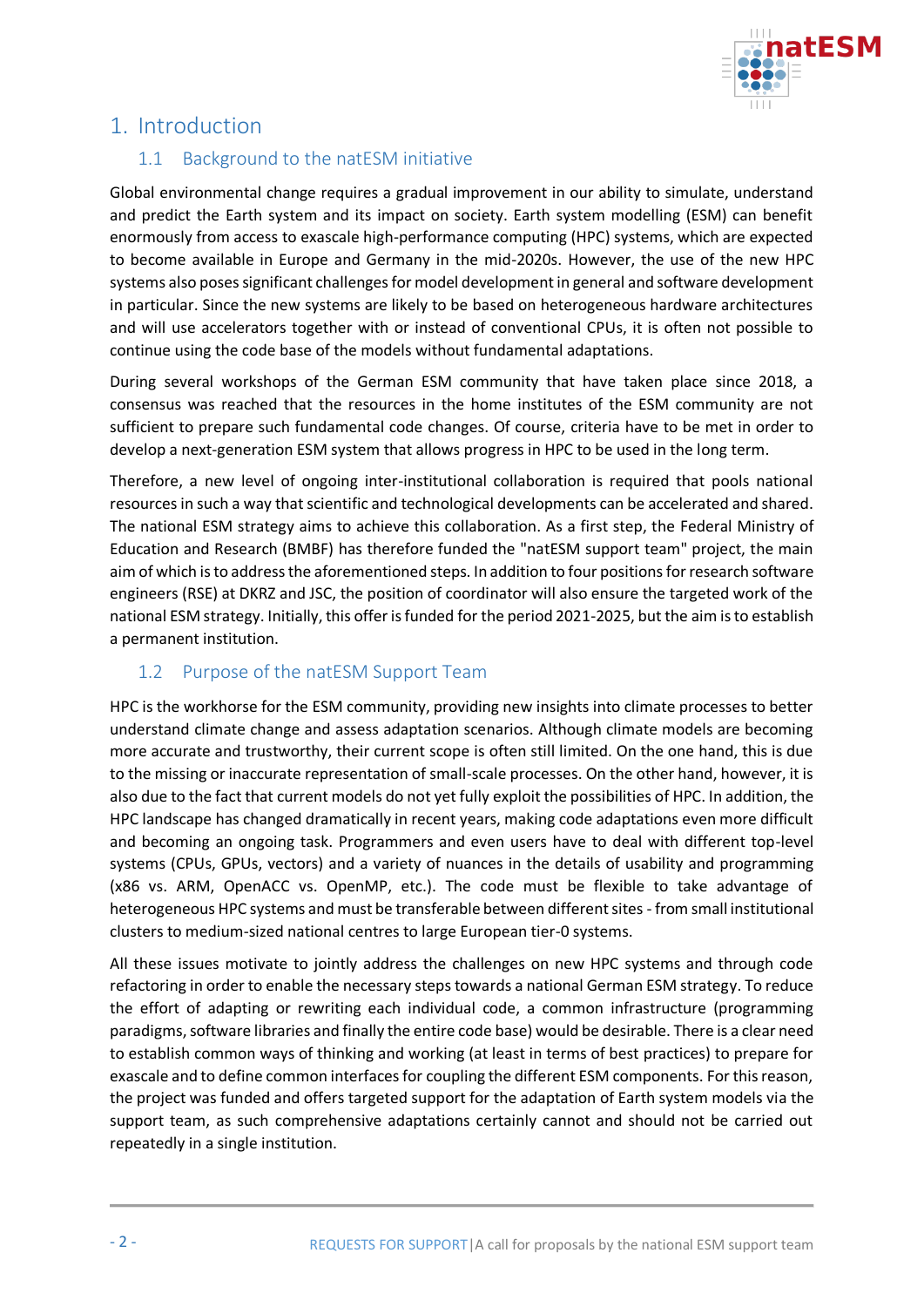# 1. Introduction

## 1.1 Background to the natESM initiative

Global environmental change requires a gradual improvement in our ability to simulate, understand and predict the Earth system and its impact on society. Earth system modelling (ESM) can benefit enormously from access to exascale high-performance computing (HPC) systems, which are expected to become available in Europe and Germany in the mid-2020s. However, the use of the new HPC systems also poses significant challenges for model development in general and software development in particular. Since the new systems are likely to be based on heterogeneous hardware architectures and will use accelerators together with or instead of conventional CPUs, it is often not possible to continue using the code base of the models without fundamental adaptations.

During several workshops of the German ESM community that have taken place since 2018, a consensus was reached that the resources in the home institutes of the ESM community are not sufficient to prepare such fundamental code changes. Of course, criteria have to be met in order to develop a next-generation ESM system that allows progress in HPC to be used in the long term.

Therefore, a new level of ongoing inter-institutional collaboration is required that pools national resources in such a way that scientific and technological developments can be accelerated and shared. The national ESM strategy aims to achieve this collaboration. As a first step, the Federal Ministry of Education and Research (BMBF) has therefore funded the "natESM support team" project, the main aim of which is to address the aforementioned steps. In addition to four positions for research software engineers (RSE) at DKRZ and JSC, the position of coordinator will also ensure the targeted work of the national ESM strategy. Initially, this offer is funded for the period 2021-2025, but the aim is to establish a permanent institution.

## 1.2 Purpose of the natESM Support Team

HPC is the workhorse for the ESM community, providing new insights into climate processes to better understand climate change and assess adaptation scenarios. Although climate models are becoming more accurate and trustworthy, their current scope is often still limited. On the one hand, this is due to the missing or inaccurate representation of small-scale processes. On the other hand, however, it is also due to the fact that current models do not yet fully exploit the possibilities of HPC. In addition, the HPC landscape has changed dramatically in recent years, making code adaptations even more difficult and becoming an ongoing task. Programmers and even users have to deal with different top-level systems (CPUs, GPUs, vectors) and a variety of nuances in the details of usability and programming (x86 vs. ARM, OpenACC vs. OpenMP, etc.). The code must be flexible to take advantage of heterogeneous HPC systems and must be transferable between different sites - from small institutional clusters to medium-sized national centres to large European tier-0 systems.

All these issues motivate to jointly address the challenges on new HPC systems and through code refactoring in order to enable the necessary steps towards a national German ESM strategy. To reduce the effort of adapting or rewriting each individual code, a common infrastructure (programming paradigms, software libraries and finally the entire code base) would be desirable. There is a clear need to establish common ways of thinking and working (at least in terms of best practices) to prepare for exascale and to define common interfaces for coupling the different ESM components. For this reason, the project was funded and offers targeted support for the adaptation of Earth system models via the support team, as such comprehensive adaptations certainly cannot and should not be carried out repeatedly in a single institution.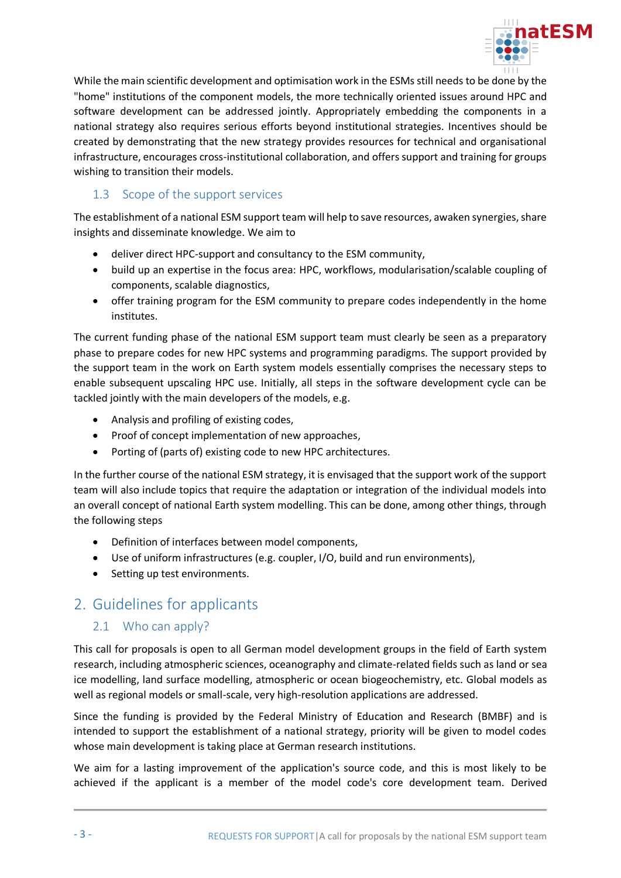While the main scientific development and optimisation work in the ESMs still needs to be done by the "home" institutions of the component models, the more technically oriented issues around HPC and software development can be addressed jointly. Appropriately embedding the components in a national strategy also requires serious efforts beyond institutional strategies. Incentives should be created by demonstrating that the new strategy provides resources for technical and organisational infrastructure, encourages cross-institutional collaboration, and offers support and training for groups wishing to transition their models.

### 1.3 Scope of the support services

The establishment of a national ESM support team will help to save resources, awaken synergies, share insights and disseminate knowledge. We aim to

- deliver direct HPC-support and consultancy to the ESM community,
- build up an expertise in the focus area: HPC, workflows, modularisation/scalable coupling of components, scalable diagnostics,
- offer training program for the ESM community to prepare codes independently in the home institutes.

The current funding phase of the national ESM support team must clearly be seen as a preparatory phase to prepare codes for new HPC systems and programming paradigms. The support provided by the support team in the work on Earth system models essentially comprises the necessary steps to enable subsequent upscaling HPC use. Initially, all steps in the software development cycle can be tackled jointly with the main developers of the models, e.g.

- Analysis and profiling of existing codes,
- Proof of concept implementation of new approaches,
- Porting of (parts of) existing code to new HPC architectures.

In the further course of the national ESM strategy, it is envisaged that the support work of the support team will also include topics that require the adaptation or integration of the individual models into an overall concept of national Earth system modelling. This can be done, among other things, through the following steps

- Definition of interfaces between model components,
- Use of uniform infrastructures (e.g. coupler, I/O, build and run environments),
- Setting up test environments.

## 2. Guidelines for applicants

### 2.1 Who can apply?

This call for proposals is open to all German model development groups in the field of Earth system research, including atmospheric sciences, oceanography and climate-related fields such as land or sea ice modelling, land surface modelling, atmospheric or ocean biogeochemistry, etc. Global models as well as regional models or small-scale, very high-resolution applications are addressed.

Since the funding is provided by the Federal Ministry of Education and Research (BMBF) and is intended to support the establishment of a national strategy, priority will be given to model codes whose main development is taking place at German research institutions.

We aim for a lasting improvement of the application's source code, and this is most likely to be achieved if the applicant is a member of the model code's core development team. Derived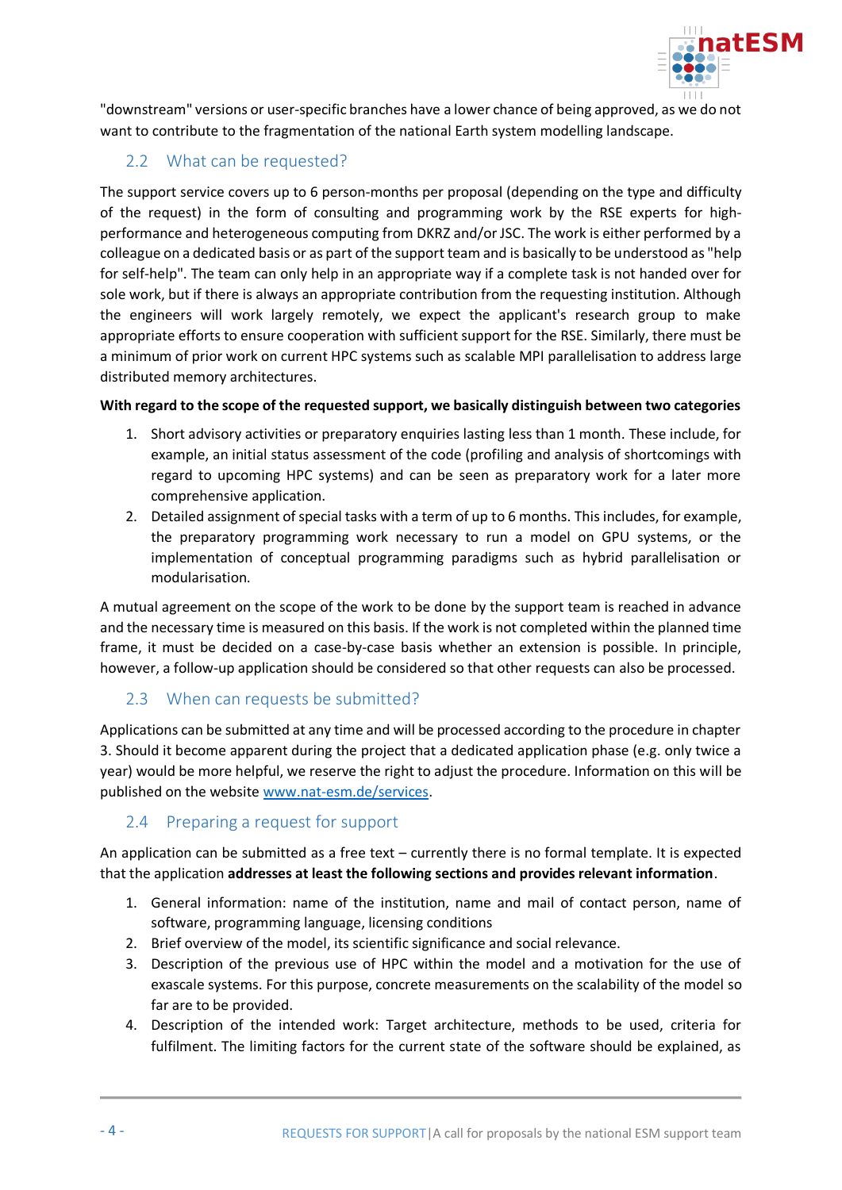"downstream" versions or user-specific branches have a lower chance of being approved, as we do not want to contribute to the fragmentation of the national Earth system modelling landscape.

## 2.2 What can be requested?

The support service covers up to 6 person-months per proposal (depending on the type and difficulty of the request) in the form of consulting and programming work by the RSE experts for high-performance and heterogeneous computing from DKRZ and/or JSC. The work is either performed by a colleague on a dedicated basis or as part of the support team and is basically to be understood as "help for self-help". The team can only help in an appropriate way if a complete task is not handed over for sole work, but if there is always an appropriate contribution from the requesting institution. Although the engineers will work largely remotely, we expect the applicant's research group to make appropriate efforts to ensure cooperation with sufficient support for the RSE. Similarly, there must be a minimum of prior work on current HPC systems such as scalable MPI parallelisation to address large distributed memory architectures.

**With regard to the scope of the requested support, we basically distinguish between two categories**

1. Short advisory activities or preparatory enquiries lasting less than 1 month. These include, for example, an initial status assessment of the code (profiling and analysis of shortcomings with regard to upcoming HPC systems) and can be seen as preparatory work for a later more comprehensive application.
2. Detailed assignment of special tasks with a term of up to 6 months. This includes, for example, the preparatory programming work necessary to run a model on GPU systems, or the implementation of conceptual programming paradigms such as hybrid parallelisation or modularisation.

A mutual agreement on the scope of the work to be done by the support team is reached in advance and the necessary time is measured on this basis. If the work is not completed within the planned time frame, it must be decided on a case-by-case basis whether an extension is possible. In principle, however, a follow-up application should be considered so that other requests can also be processed.

## 2.3 When can requests be submitted?

Applications can be submitted at any time and will be processed according to the procedure in chapter 3. Should it become apparent during the project that a dedicated application phase (e.g. only twice a year) would be more helpful, we reserve the right to adjust the procedure. Information on this will be published on the website www.nat-esm.de/services.

## 2.4 Preparing a request for support

An application can be submitted as a free text – currently there is no formal template. It is expected that the application **addresses at least the following sections and provides relevant information**.

1. General information: name of the institution, name and mail of contact person, name of software, programming language, licensing conditions
2. Brief overview of the model, its scientific significance and social relevance.
3. Description of the previous use of HPC within the model and a motivation for the use of exascale systems. For this purpose, concrete measurements on the scalability of the model so far are to be provided.
4. Description of the intended work: Target architecture, methods to be used, criteria for fulfilment. The limiting factors for the current state of the software should be explained, as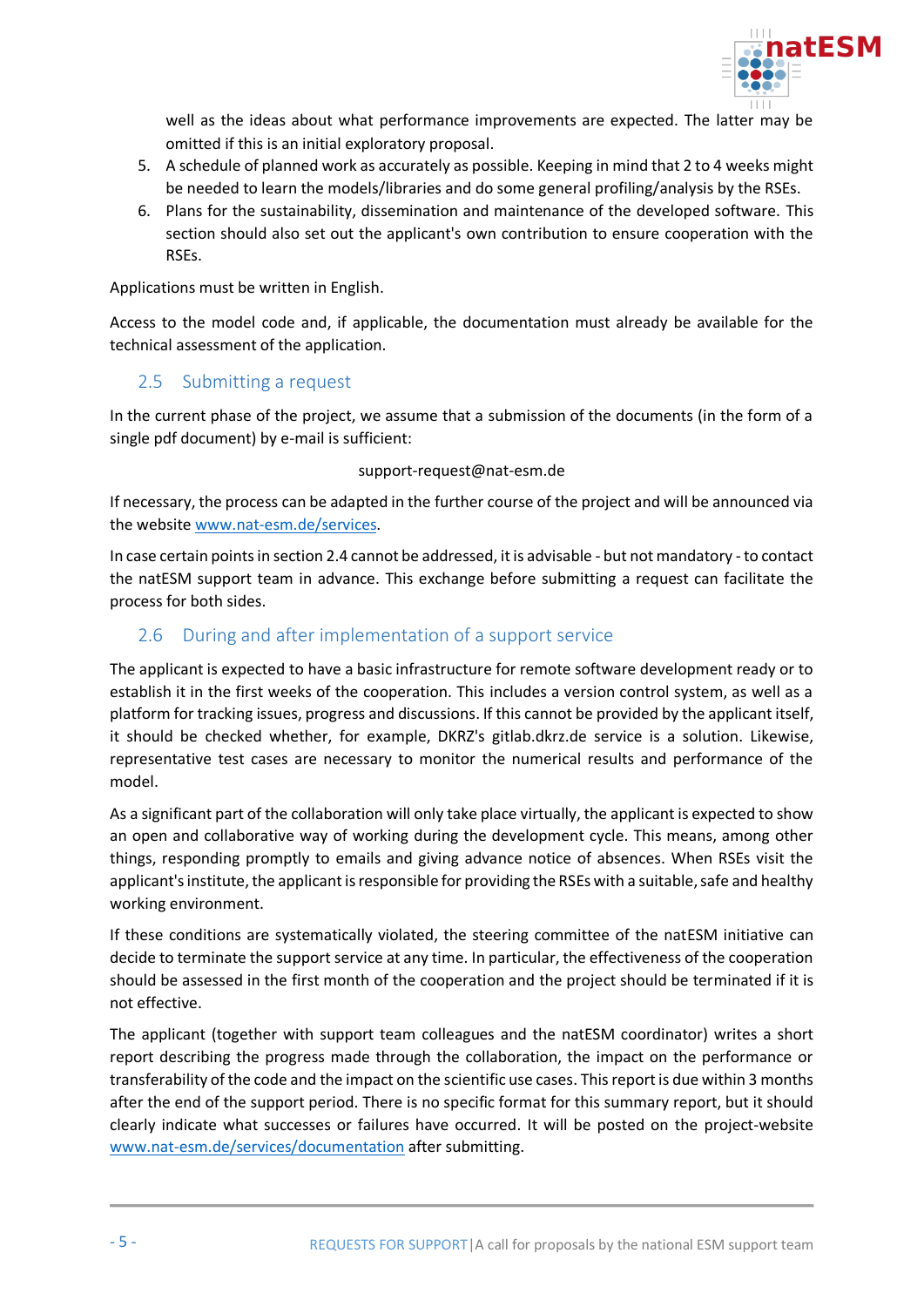well as the ideas about what performance improvements are expected. The latter may be omitted if this is an initial exploratory proposal.

5. A schedule of planned work as accurately as possible. Keeping in mind that 2 to 4 weeks might be needed to learn the models/libraries and do some general profiling/analysis by the RSEs.
6. Plans for the sustainability, dissemination and maintenance of the developed software. This section should also set out the applicant's own contribution to ensure cooperation with the RSEs.

Applications must be written in English.

Access to the model code and, if applicable, the documentation must already be available for the technical assessment of the application.

## 2.5 Submitting a request

In the current phase of the project, we assume that a submission of the documents (in the form of a single pdf document) by e-mail is sufficient:

support-request@nat-esm.de

If necessary, the process can be adapted in the further course of the project and will be announced via the website [www.nat-esm.de/services](www.nat-esm.de/services).

In case certain points in section 2.4 cannot be addressed, it is advisable - but not mandatory - to contact the natESM support team in advance. This exchange before submitting a request can facilitate the process for both sides.

## 2.6 During and after implementation of a support service

The applicant is expected to have a basic infrastructure for remote software development ready or to establish it in the first weeks of the cooperation. This includes a version control system, as well as a platform for tracking issues, progress and discussions. If this cannot be provided by the applicant itself, it should be checked whether, for example, DKRZ's gitlab.dkrz.de service is a solution. Likewise, representative test cases are necessary to monitor the numerical results and performance of the model.

As a significant part of the collaboration will only take place virtually, the applicant is expected to show an open and collaborative way of working during the development cycle. This means, among other things, responding promptly to emails and giving advance notice of absences. When RSEs visit the applicant's institute, the applicant is responsible for providing the RSEs with a suitable, safe and healthy working environment.

If these conditions are systematically violated, the steering committee of the natESM initiative can decide to terminate the support service at any time. In particular, the effectiveness of the cooperation should be assessed in the first month of the cooperation and the project should be terminated if it is not effective.

The applicant (together with support team colleagues and the natESM coordinator) writes a short report describing the progress made through the collaboration, the impact on the performance or transferability of the code and the impact on the scientific use cases. This report is due within 3 months after the end of the support period. There is no specific format for this summary report, but it should clearly indicate what successes or failures have occurred. It will be posted on the project-website [www.nat-esm.de/services/documentation](www.nat-esm.de/services/documentation) after submitting.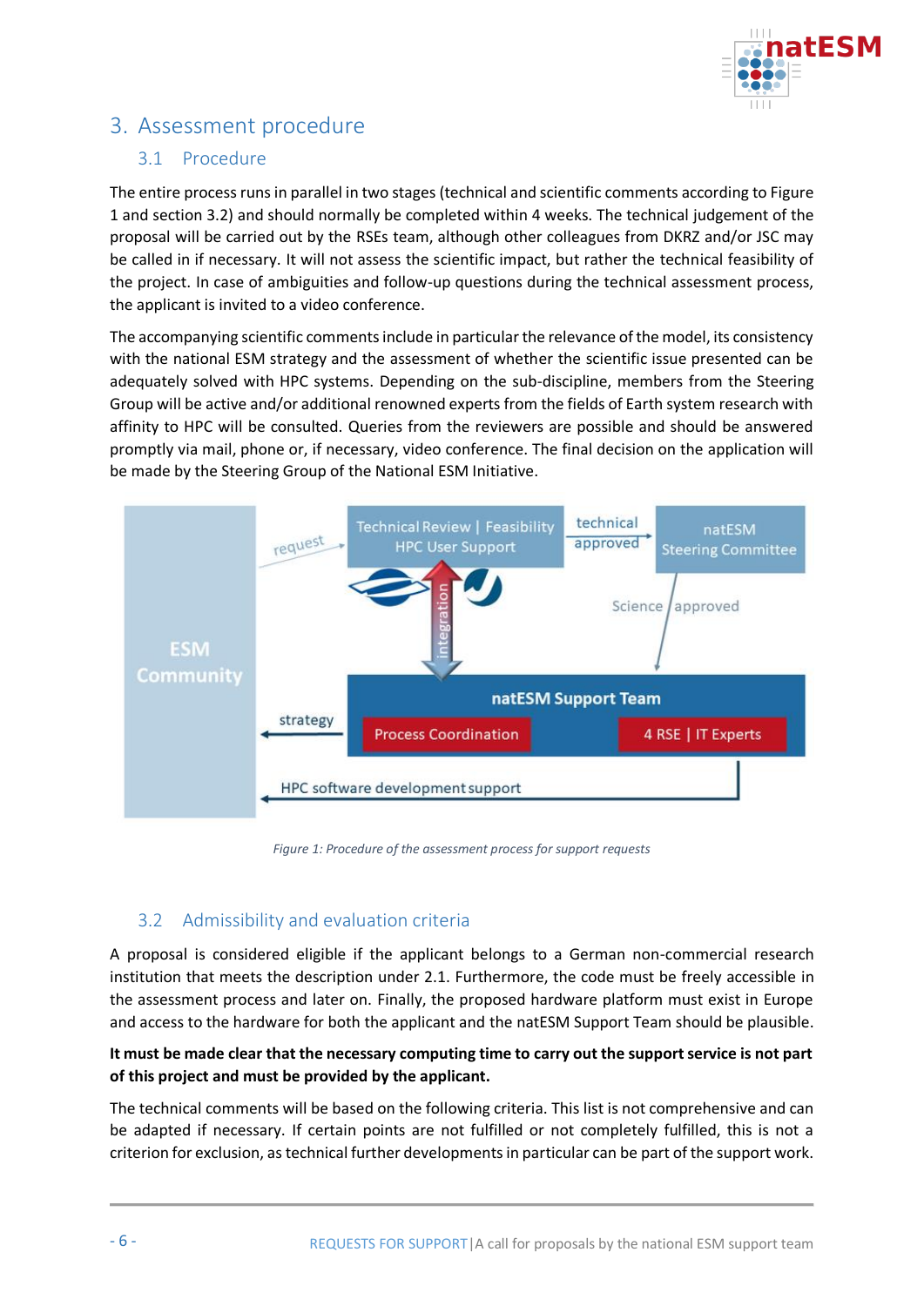## 3. Assessment procedure

### 3.1 Procedure

The entire process runs in parallel in two stages (technical and scientific comments according to Figure 1 and section 3.2) and should normally be completed within 4 weeks. The technical judgement of the proposal will be carried out by the RSEs team, although other colleagues from DKRZ and/or JSC may be called in if necessary. It will not assess the scientific impact, but rather the technical feasibility of the project. In case of ambiguities and follow-up questions during the technical assessment process, the applicant is invited to a video conference.

The accompanying scientific comments include in particular the relevance of the model, its consistency with the national ESM strategy and the assessment of whether the scientific issue presented can be adequately solved with HPC systems. Depending on the sub-discipline, members from the Steering Group will be active and/or additional renowned experts from the fields of Earth system research with affinity to HPC will be consulted. Queries from the reviewers are possible and should be answered promptly via mail, phone or, if necessary, video conference. The final decision on the application will be made by the Steering Group of the National ESM Initiative.

*Figure 1: Procedure of the assessment process for support requests*

### 3.2 Admissibility and evaluation criteria

A proposal is considered eligible if the applicant belongs to a German non-commercial research institution that meets the description under 2.1. Furthermore, the code must be freely accessible in the assessment process and later on. Finally, the proposed hardware platform must exist in Europe and access to the hardware for both the applicant and the natESM Support Team should be plausible.

**It must be made clear that the necessary computing time to carry out the support service is not part of this project and must be provided by the applicant.**

The technical comments will be based on the following criteria. This list is not comprehensive and can be adapted if necessary. If certain points are not fulfilled or not completely fulfilled, this is not a criterion for exclusion, as technical further developments in particular can be part of the support work.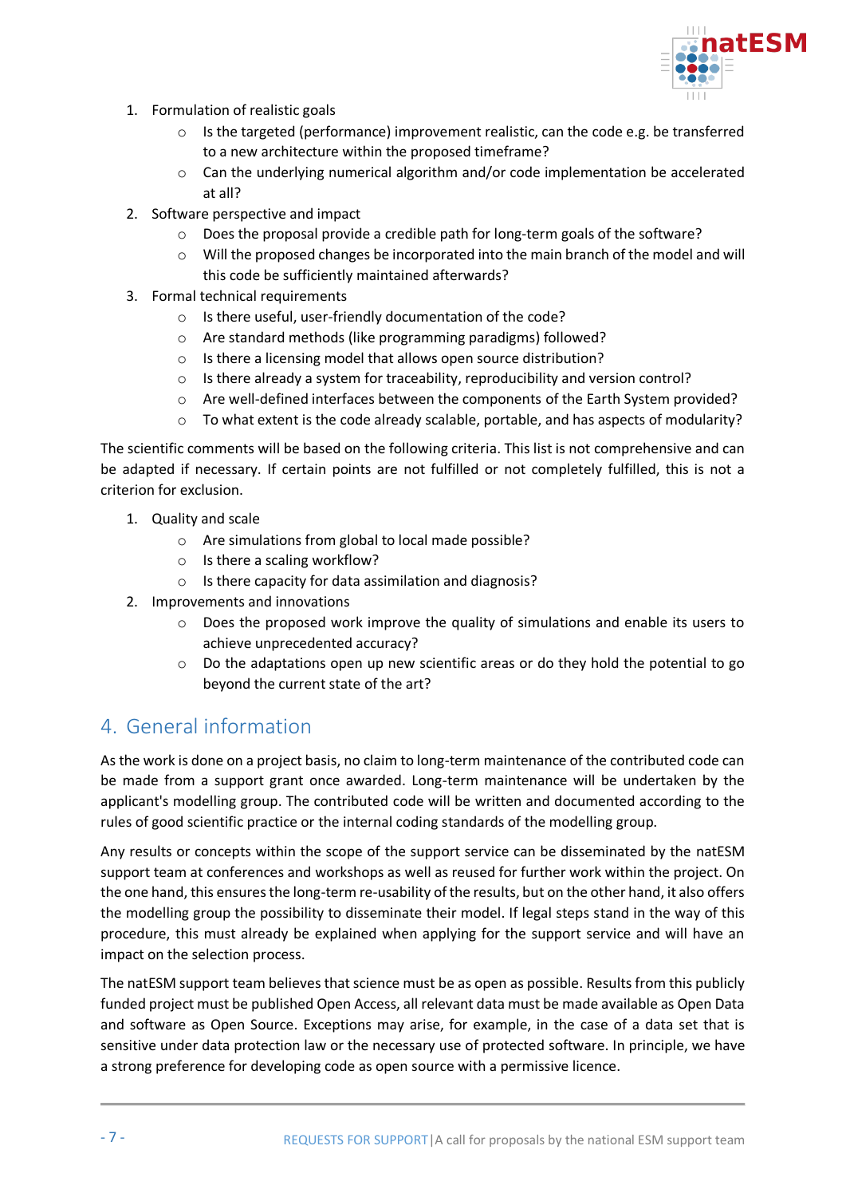1. Formulation of realistic goals
    - Is the targeted (performance) improvement realistic, can the code e.g. be transferred to a new architecture within the proposed timeframe?
    - Can the underlying numerical algorithm and/or code implementation be accelerated at all?
2. Software perspective and impact
    - Does the proposal provide a credible path for long-term goals of the software?
    - Will the proposed changes be incorporated into the main branch of the model and will this code be sufficiently maintained afterwards?
3. Formal technical requirements
    - Is there useful, user-friendly documentation of the code?
    - Are standard methods (like programming paradigms) followed?
    - Is there a licensing model that allows open source distribution?
    - Is there already a system for traceability, reproducibility and version control?
    - Are well-defined interfaces between the components of the Earth System provided?
    - To what extent is the code already scalable, portable, and has aspects of modularity?

The scientific comments will be based on the following criteria. This list is not comprehensive and can be adapted if necessary. If certain points are not fulfilled or not completely fulfilled, this is not a criterion for exclusion.

1. Quality and scale
    - Are simulations from global to local made possible?
    - Is there a scaling workflow?
    - Is there capacity for data assimilation and diagnosis?
2. Improvements and innovations
    - Does the proposed work improve the quality of simulations and enable its users to achieve unprecedented accuracy?
    - Do the adaptations open up new scientific areas or do they hold the potential to go beyond the current state of the art?

## 4. General information

As the work is done on a project basis, no claim to long-term maintenance of the contributed code can be made from a support grant once awarded. Long-term maintenance will be undertaken by the applicant's modelling group. The contributed code will be written and documented according to the rules of good scientific practice or the internal coding standards of the modelling group.

Any results or concepts within the scope of the support service can be disseminated by the natESM support team at conferences and workshops as well as reused for further work within the project. On the one hand, this ensures the long-term re-usability of the results, but on the other hand, it also offers the modelling group the possibility to disseminate their model. If legal steps stand in the way of this procedure, this must already be explained when applying for the support service and will have an impact on the selection process.

The natESM support team believes that science must be as open as possible. Results from this publicly funded project must be published Open Access, all relevant data must be made available as Open Data and software as Open Source. Exceptions may arise, for example, in the case of a data set that is sensitive under data protection law or the necessary use of protected software. In principle, we have a strong preference for developing code as open source with a permissive licence.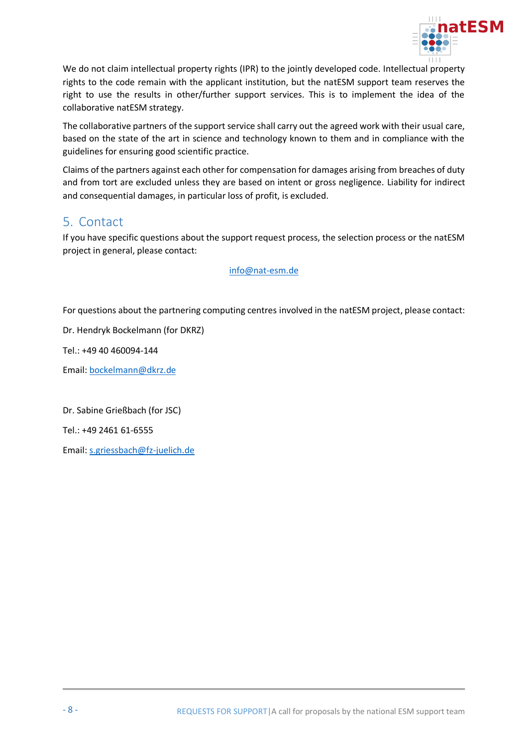We do not claim intellectual property rights (IPR) to the jointly developed code. Intellectual property rights to the code remain with the applicant institution, but the natESM support team reserves the right to use the results in other/further support services. This is to implement the idea of the collaborative natESM strategy.

The collaborative partners of the support service shall carry out the agreed work with their usual care, based on the state of the art in science and technology known to them and in compliance with the guidelines for ensuring good scientific practice.

Claims of the partners against each other for compensation for damages arising from breaches of duty and from tort are excluded unless they are based on intent or gross negligence. Liability for indirect and consequential damages, in particular loss of profit, is excluded.

## 5. Contact

If you have specific questions about the support request process, the selection process or the natESM project in general, please contact:

info@nat-esm.de

For questions about the partnering computing centres involved in the natESM project, please contact:

Dr. Hendryk Bockelmann (for DKRZ)

Tel.: +49 40 460094-144

Email: bockelmann@dkrz.de

Dr. Sabine Grießbach (for JSC)

Tel.: +49 2461 61-6555

Email: s.griessbach@fz-juelich.de